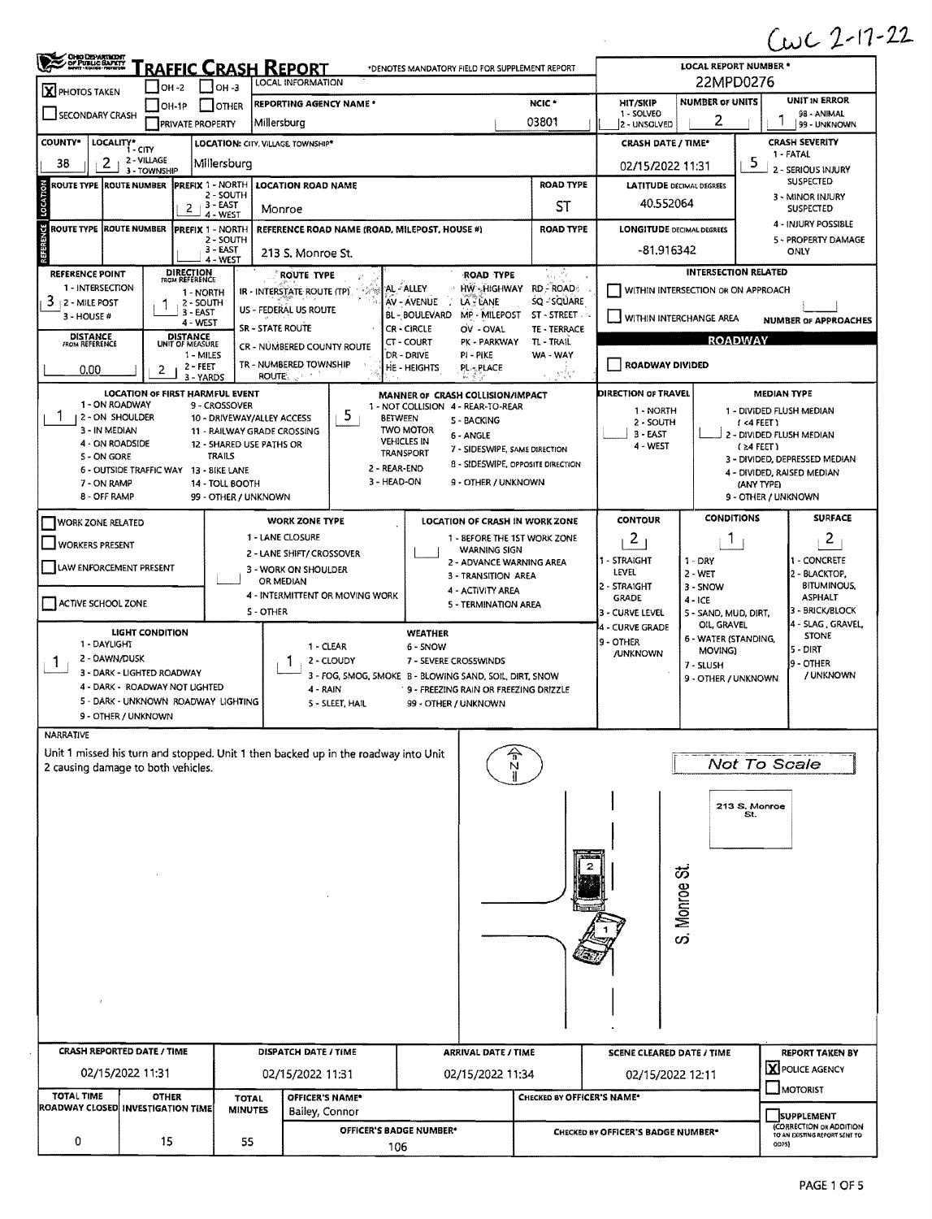CWC 2-17-22

# Traffic Crash Report

*DENOTES MANDATORY FIELD FOR SUPPLEMENT REPORT

| Field | Value |
|---|---|
| Photos Taken | X |
| OH-2 / OH-3 / OH-1P / Other / Private Property | |
| Secondary Crash | |
| Local Information | |
| Reporting Agency Name* | Millersburg |
| NCIC* | 03801 |
| Local Report Number* | 22MPD0276 |
| Hit/Skip (1 - Solved, 2 - Unsolved) | |
| Number of Units | 2 |
| Unit in Error (98 - Animal, 99 - Unknown) | 1 |
| County* | 38 |
| Locality* (1 - City, 2 - Village, 3 - Township) | 2 |
| Location: City, Village, Township* | Millersburg |
| Crash Date / Time* | 02/15/2022 11:31 |
| Crash Severity (1 - Fatal, 2 - Serious Injury Suspected, 3 - Minor Injury Suspected, 4 - Injury Possible, 5 - Property Damage Only) | 5 |

## Location

| Route Type | Route Number | Prefix (1 - North, 2 - South, 3 - East, 4 - West) | Location Road Name | Road Type | Latitude Decimal Degrees |
|---|---|---|---|---|---|
| | | 2 | Monroe | ST | 40.552064 |

## Reference

| Route Type | Route Number | Prefix (1 - North, 2 - South, 3 - East, 4 - West) | Reference Road Name (Road, Milepost, House #) | Road Type | Longitude Decimal Degrees |
|---|---|---|---|---|---|
| | | | 213 S. Monroe St. | | -81.916342 |

| Field | Value |
|---|---|
| Reference Point (1 - Intersection, 2 - Mile Post, 3 - House #) | 3 |
| Direction from Reference (1 - North, 2 - South, 3 - East, 4 - West) | 1 |
| Distance from Reference | 0.00 |
| Distance Unit of Measure (1 - Miles, 2 - Feet, 3 - Yards) | 2 |

Route Type: IR - Interstate Route (TP); US - Federal US Route; SR - State Route; CR - Numbered County Route; TR - Numbered Township Route

Road Type: AL - Alley; AV - Avenue; BL - Boulevard; CR - Circle; CT - Court; DR - Drive; HE - Heights; HW - Highway; LA - Lane; MP - Milepost; OV - Oval; PK - Parkway; PI - Pike; PL - Place; RD - Road; SQ - Square; ST - Street; TE - Terrace; TL - Trail; WA - Way

## Intersection Related

- Within Intersection or On Approach: ☐
- Within Interchange Area: ☐
- Number of Approaches: 

## Roadway

- Roadway Divided: ☐

| Field | Value |
|---|---|
| Location of First Harmful Event | 1 |
| Manner of Crash Collision/Impact | 5 |
| Direction of Travel | |
| Median Type | |

Location of First Harmful Event: 1 - On Roadway; 2 - On Shoulder; 3 - In Median; 4 - On Roadside; 5 - On Gore; 6 - Outside Traffic Way; 7 - On Ramp; 8 - Off Ramp; 9 - Crossover; 10 - Driveway/Alley Access; 11 - Railway Grade Crossing; 12 - Shared Use Paths or Trails; 13 - Bike Lane; 14 - Toll Booth; 99 - Other / Unknown

Manner of Crash Collision/Impact: 1 - Not Collision Between Two Motor Vehicles in Transport; 2 - Rear-End; 3 - Head-On; 4 - Rear-to-Rear; 5 - Backing; 6 - Angle; 7 - Sideswipe, Same Direction; 8 - Sideswipe, Opposite Direction; 9 - Other / Unknown

Direction of Travel: 1 - North; 2 - South; 3 - East; 4 - West

Median Type: 1 - Divided Flush Median (<4 Feet); 2 - Divided Flush Median (≥4 Feet); 3 - Divided, Depressed Median; 4 - Divided, Raised Median (Any Type); 9 - Other / Unknown

## Work Zone

- Work Zone Related: ☐
- Workers Present: ☐
- Law Enforcement Present: ☐
- Active School Zone: ☐

Work Zone Type: 1 - Lane Closure; 2 - Lane Shift/Crossover; 3 - Work on Shoulder or Median; 4 - Intermittent or Moving Work; 5 - Other

Location of Crash in Work Zone: 1 - Before the 1st Work Zone Warning Sign; 2 - Advance Warning Area; 3 - Transition Area; 4 - Activity Area; 5 - Termination Area

| Contour | Conditions | Surface |
|---|---|---|
| 2 | 1 | 2 |

Contour: 1 - Straight Level; 2 - Straight Grade; 3 - Curve Level; 4 - Curve Grade; 9 - Other/Unknown

Conditions: 1 - Dry; 2 - Wet; 3 - Snow; 4 - Ice; 5 - Sand, Mud, Dirt, Oil, Gravel; 6 - Water (Standing, Moving); 7 - Slush; 9 - Other / Unknown

Surface: 1 - Concrete; 2 - Blacktop, Bituminous, Asphalt; 3 - Brick/Block; 4 - Slag, Gravel, Stone; 5 - Dirt; 9 - Other / Unknown

| Light Condition | Weather |
|---|---|
| 1 | 1 |

Light Condition: 1 - Daylight; 2 - Dawn/Dusk; 3 - Dark - Lighted Roadway; 4 - Dark - Roadway Not Lighted; 5 - Dark - Unknown Roadway Lighting; 9 - Other / Unknown

Weather: 1 - Clear; 2 - Cloudy; 3 - Fog, Smog, Smoke; 4 - Rain; 5 - Sleet, Hail; 6 - Snow; 7 - Severe Crosswinds; 8 - Blowing Sand, Soil, Dirt, Snow; 9 - Freezing Rain or Freezing Drizzle; 99 - Other / Unknown

## Narrative

Unit 1 missed his turn and stopped. Unit 1 then backed up in the roadway into Unit 2 causing damage to both vehicles.

Not To Scale

213 S. Monroe St.

S. Monroe St.

| Crash Reported Date / Time | Dispatch Date / Time | Arrival Date / Time | Scene Cleared Date / Time | Report Taken By |
|---|---|---|---|---|
| 02/15/2022 11:31 | 02/15/2022 11:31 | 02/15/2022 11:34 | 02/15/2022 12:11 | X Police Agency ☐ Motorist |

| Total Time Roadway Closed | Other Investigation Time | Total Minutes | Officer's Name* | Officer's Badge Number* | Checked by Officer's Name* | Checked by Officer's Badge Number* |
|---|---|---|---|---|---|---|
| 0 | 15 | 55 | Bailey, Connor | 106 | | |

☐ Supplement (Correction or Addition to an Existing Report Sent to ODPS)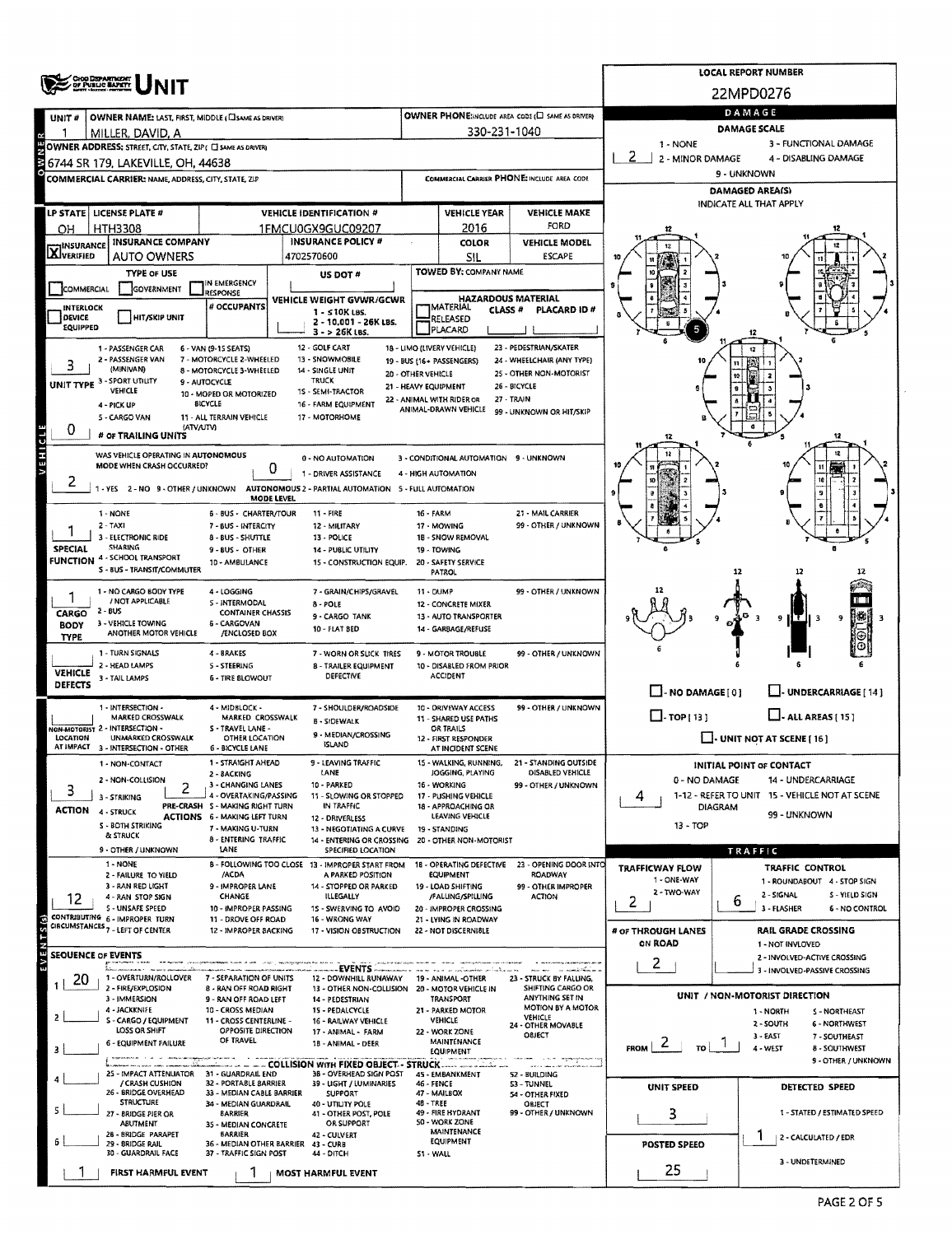# UNIT

**LOCAL REPORT NUMBER:** 22MPD0276

## Owner

| UNIT # | OWNER NAME: LAST, FIRST, MIDDLE (☐ SAME AS DRIVER) | OWNER PHONE: INCLUDE AREA CODE (☐ SAME AS DRIVER) |
|---|---|---|
| 1 | MILLER, DAVID, A | 330-231-1040 |

**OWNER ADDRESS:** STREET, CITY, STATE, ZIP (☐ SAME AS DRIVER): 6744 SR 179, LAKEVILLE, OH, 44638

**COMMERCIAL CARRIER:** NAME, ADDRESS, CITY, STATE, ZIP — 

**COMMERCIAL CARRIER PHONE:** INCLUDE AREA CODE — 

## Vehicle

| LP STATE | LICENSE PLATE # | VEHICLE IDENTIFICATION # | VEHICLE YEAR | VEHICLE MAKE |
|---|---|---|---|---|
| OH | HTH3308 | 1FMCU0GX9GUC09207 | 2016 | FORD |

| INSURANCE | INSURANCE COMPANY | INSURANCE POLICY # | COLOR | VEHICLE MODEL |
|---|---|---|---|---|
| ☒ VERIFIED | AUTO OWNERS | 4702570600 | SIL | ESCAPE |

**TYPE OF USE:** ☐ COMMERCIAL ☐ GOVERNMENT ☐ IN EMERGENCY RESPONSE

**US DOT #:** 

**TOWED BY:** COMPANY NAME — 

**INTERLOCK DEVICE EQUIPPED:** ☐ | **HIT/SKIP UNIT:** ☐ | **# OCCUPANTS:** 

**VEHICLE WEIGHT GVWR/GCWR:** 1 - ≤10K LBS. 2 - 10,001 - 26K LBS. 3 - > 26K LBS.

**HAZARDOUS MATERIAL:** ☐ MATERIAL RELEASED ☐ PLACARD | CLASS # | PLACARD ID #

**UNIT TYPE:** 3

1 - PASSENGER CAR; 2 - PASSENGER VAN (MINIVAN); 3 - SPORT UTILITY VEHICLE; 4 - PICK UP; 5 - CARGO VAN (ATV/UTV); 6 - VAN (9-15 SEATS); 7 - MOTORCYCLE 2-WHEELED; 8 - MOTORCYCLE 3-WHEELED; 9 - AUTOCYCLE; 10 - MOPED OR MOTORIZED BICYCLE; 11 - ALL TERRAIN VEHICLE; 12 - GOLF CART; 13 - SNOWMOBILE; 14 - SINGLE UNIT TRUCK; 15 - SEMI-TRACTOR; 16 - FARM EQUIPMENT; 17 - MOTORHOME; 18 - LIMO (LIVERY VEHICLE); 19 - BUS (16+ PASSENGERS); 20 - OTHER VEHICLE; 21 - HEAVY EQUIPMENT; 22 - ANIMAL WITH RIDER OR ANIMAL-DRAWN VEHICLE; 23 - PEDESTRIAN/SKATER; 24 - WHEELCHAIR (ANY TYPE); 25 - OTHER NON-MOTORIST; 26 - BICYCLE; 27 - TRAIN; 99 - UNKNOWN OR HIT/SKIP

**# OF TRAILING UNITS:** 0

**WAS VEHICLE OPERATING IN AUTONOMOUS MODE WHEN CRASH OCCURRED?** 2 (1 - YES 2 - NO 9 - OTHER / UNKNOWN)

**AUTONOMOUS MODE LEVEL:** 0 (0 - NO AUTOMATION; 1 - DRIVER ASSISTANCE; 2 - PARTIAL AUTOMATION; 3 - CONDITIONAL AUTOMATION; 4 - HIGH AUTOMATION; 5 - FULL AUTOMATION; 9 - UNKNOWN)

**SPECIAL FUNCTION:** 1

1 - NONE; 2 - TAXI; 3 - ELECTRONIC RIDE SHARING; 4 - SCHOOL TRANSPORT; 5 - BUS - TRANSIT/COMMUTER; 6 - BUS - CHARTER/TOUR; 7 - BUS - INTERCITY; 8 - BUS - SHUTTLE; 9 - BUS - OTHER; 10 - AMBULANCE; 11 - FIRE; 12 - MILITARY; 13 - POLICE; 14 - PUBLIC UTILITY; 15 - CONSTRUCTION EQUIP.; 16 - FARM; 17 - MOWING; 18 - SNOW REMOVAL; 19 - TOWING; 20 - SAFETY SERVICE PATROL; 21 - MAIL CARRIER; 99 - OTHER / UNKNOWN

**CARGO BODY TYPE:** 1

1 - NO CARGO BODY TYPE / NOT APPLICABLE; 2 - BUS; 3 - VEHICLE TOWING ANOTHER MOTOR VEHICLE; 4 - LOGGING; 5 - INTERMODAL CONTAINER CHASSIS; 6 - CARGOVAN /ENCLOSED BOX; 7 - GRAIN/CHIPS/GRAVEL; 8 - POLE; 9 - CARGO TANK; 10 - FLAT BED; 11 - DUMP; 12 - CONCRETE MIXER; 13 - AUTO TRANSPORTER; 14 - GARBAGE/REFUSE; 99 - OTHER / UNKNOWN

**VEHICLE DEFECTS:** 

1 - TURN SIGNALS; 2 - HEAD LAMPS; 3 - TAIL LAMPS; 4 - BRAKES; 5 - STEERING; 6 - TIRE BLOWOUT; 7 - WORN OR SLICK TIRES; 8 - TRAILER EQUIPMENT DEFECTIVE; 9 - MOTOR TROUBLE; 10 - DISABLED FROM PRIOR ACCIDENT; 99 - OTHER / UNKNOWN

**NON-MOTORIST LOCATION AT IMPACT:** 

1 - INTERSECTION - MARKED CROSSWALK; 2 - INTERSECTION - UNMARKED CROSSWALK; 3 - INTERSECTION - OTHER; 4 - MIDBLOCK - MARKED CROSSWALK; 5 - TRAVEL LANE - OTHER LOCATION; 6 - BICYCLE LANE; 7 - SHOULDER/ROADSIDE; 8 - SIDEWALK; 9 - MEDIAN/CROSSING ISLAND; 10 - DRIVEWAY ACCESS; 11 - SHARED USE PATHS OR TRAILS; 12 - FIRST RESPONDER AT INCIDENT SCENE; 99 - OTHER / UNKNOWN

**ACTION:** 3

1 - NON-CONTACT; 2 - NON-COLLISION; 3 - STRIKING; 4 - STRUCK; 5 - BOTH STRIKING & STRUCK; 9 - OTHER / UNKNOWN

**PRE-CRASH ACTIONS:** 2

1 - STRAIGHT AHEAD; 2 - BACKING; 3 - CHANGING LANES; 4 - OVERTAKING/PASSING; 5 - MAKING RIGHT TURN; 6 - MAKING LEFT TURN; 7 - MAKING U-TURN; 8 - ENTERING TRAFFIC LANE; 9 - LEAVING TRAFFIC LANE; 10 - PARKED; 11 - SLOWING OR STOPPED IN TRAFFIC; 12 - DRIVERLESS; 13 - NEGOTIATING A CURVE; 14 - ENTERING OR CROSSING SPECIFIED LOCATION; 15 - WALKING, RUNNING, JOGGING, PLAYING; 16 - WORKING; 17 - PUSHING VEHICLE; 18 - APPROACHING OR LEAVING VEHICLE; 19 - STANDING; 20 - OTHER NON-MOTORIST; 21 - STANDING OUTSIDE DISABLED VEHICLE; 99 - OTHER / UNKNOWN

**CONTRIBUTING CIRCUMSTANCES:** 12

1 - NONE; 2 - FAILURE TO YIELD; 3 - RAN RED LIGHT; 4 - RAN STOP SIGN; 5 - UNSAFE SPEED; 6 - IMPROPER TURN; 7 - LEFT OF CENTER; 8 - FOLLOWING TOO CLOSE /ACDA; 9 - IMPROPER LANE CHANGE; 10 - IMPROPER PASSING; 11 - DROVE OFF ROAD; 12 - IMPROPER BACKING; 13 - IMPROPER START FROM A PARKED POSITION; 14 - STOPPED OR PARKED ILLEGALLY; 15 - SWERVING TO AVOID; 16 - WRONG WAY; 17 - VISION OBSTRUCTION; 18 - OPERATING DEFECTIVE EQUIPMENT; 19 - LOAD SHIFTING /FALLING/SPILLING; 20 - IMPROPER CROSSING; 21 - LYING IN ROADWAY; 22 - NOT DISCERNIBLE; 23 - OPENING DOOR INTO ROADWAY; 99 - OTHER IMPROPER ACTION

## Sequence of Events

| # | Event |
|---|---|
| 1 | 20 |
| 2 | |
| 3 | |
| 4 | |
| 5 | |
| 6 | |

**EVENTS:** 1 - OVERTURN/ROLLOVER; 2 - FIRE/EXPLOSION; 3 - IMMERSION; 4 - JACKKNIFE; 5 - CARGO / EQUIPMENT LOSS OR SHIFT; 6 - EQUIPMENT FAILURE; 7 - SEPARATION OF UNITS; 8 - RAN OFF ROAD RIGHT; 9 - RAN OFF ROAD LEFT; 10 - CROSS MEDIAN; 11 - CROSS CENTERLINE - OPPOSITE DIRECTION OF TRAVEL; 12 - DOWNHILL RUNAWAY; 13 - OTHER NON-COLLISION; 14 - PEDESTRIAN; 15 - PEDALCYCLE; 16 - RAILWAY VEHICLE; 17 - ANIMAL - FARM; 18 - ANIMAL - DEER; 19 - ANIMAL -OTHER; 20 - MOTOR VEHICLE IN TRANSPORT; 21 - PARKED MOTOR VEHICLE; 22 - WORK ZONE MAINTENANCE EQUIPMENT; 23 - STRUCK BY FALLING, SHIFTING CARGO OR ANYTHING SET IN MOTION BY A MOTOR VEHICLE; 24 - OTHER MOVABLE OBJECT

**COLLISION WITH FIXED OBJECT - STRUCK:** 25 - IMPACT ATTENUATOR / CRASH CUSHION; 26 - BRIDGE OVERHEAD STRUCTURE; 27 - BRIDGE PIER OR ABUTMENT; 28 - BRIDGE PARAPET; 29 - BRIDGE RAIL; 30 - GUARDRAIL FACE; 31 - GUARDRAIL END; 32 - PORTABLE BARRIER; 33 - MEDIAN CABLE BARRIER; 34 - MEDIAN GUARDRAIL BARRIER; 35 - MEDIAN CONCRETE BARRIER; 36 - MEDIAN OTHER BARRIER; 37 - TRAFFIC SIGN POST; 38 - OVERHEAD SIGN POST; 39 - LIGHT / LUMINARIES SUPPORT; 40 - UTILITY POLE; 41 - OTHER POST, POLE OR SUPPORT; 42 - CULVERT; 43 - CURB; 44 - DITCH; 45 - EMBANKMENT; 46 - FENCE; 47 - MAILBOX; 48 - TREE; 49 - FIRE HYDRANT; 50 - WORK ZONE MAINTENANCE EQUIPMENT; 51 - WALL; 52 - BUILDING; 53 - TUNNEL; 54 - OTHER FIXED OBJECT; 99 - OTHER / UNKNOWN

**FIRST HARMFUL EVENT:** 1 | **MOST HARMFUL EVENT:** 1

## Damage

**DAMAGE SCALE:** 2 (1 - NONE; 2 - MINOR DAMAGE; 3 - FUNCTIONAL DAMAGE; 4 - DISABLING DAMAGE; 9 - UNKNOWN)

**DAMAGED AREA(S):** INDICATE ALL THAT APPLY — 5

☐ NO DAMAGE [0] ☐ UNDERCARRIAGE [14] ☐ TOP [13] ☐ ALL AREAS [15] ☐ UNIT NOT AT SCENE [16]

**INITIAL POINT OF CONTACT:** 4

0 - NO DAMAGE; 1-12 - REFER TO UNIT DIAGRAM; 13 - TOP; 14 - UNDERCARRIAGE; 15 - VEHICLE NOT AT SCENE; 99 - UNKNOWN

## Traffic

**TRAFFICWAY FLOW:** 2 (1 - ONE-WAY; 2 - TWO-WAY)

**TRAFFIC CONTROL:** 6 (1 - ROUNDABOUT; 2 - SIGNAL; 3 - FLASHER; 4 - STOP SIGN; 5 - YIELD SIGN; 6 - NO CONTROL)

**# OF THROUGH LANES ON ROAD:** 2

**RAIL GRADE CROSSING:** (1 - NOT INVLOVED; 2 - INVOLVED-ACTIVE CROSSING; 3 - INVOLVED-PASSIVE CROSSING)

**UNIT / NON-MOTORIST DIRECTION:** FROM 2 TO 1

1 - NORTH; 2 - SOUTH; 3 - EAST; 4 - WEST; 5 - NORTHEAST; 6 - NORTHWEST; 7 - SOUTHEAST; 8 - SOUTHWEST; 9 - OTHER / UNKNOWN

**UNIT SPEED:** 3

**DETECTED SPEED:** 1 (1 - STATED / ESTIMATED SPEED; 2 - CALCULATED / EDR; 3 - UNDETERMINED)

**POSTED SPEED:** 25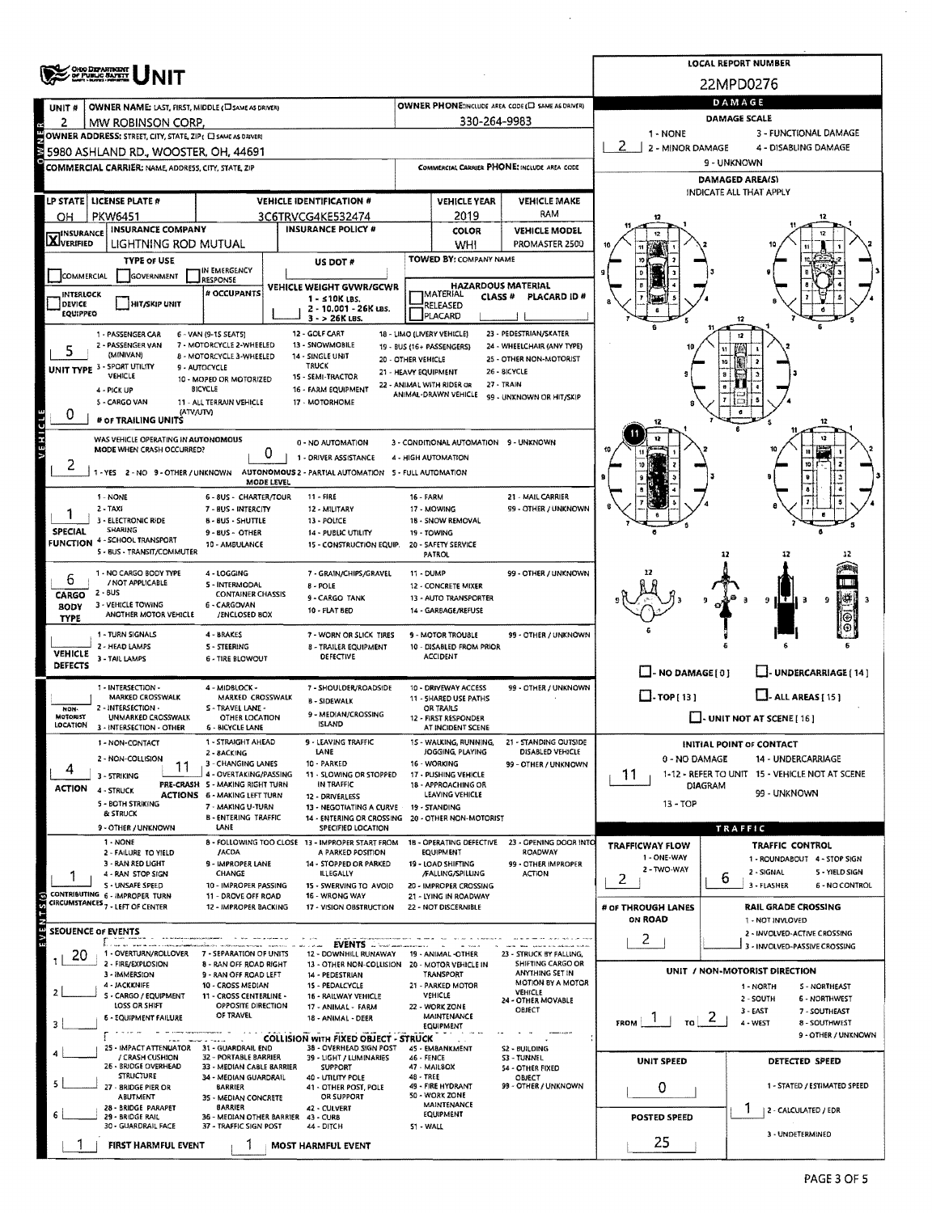# OHIO DEPARTMENT OF PUBLIC SAFETY — UNIT

**LOCAL REPORT NUMBER:** 22MPD0276

| UNIT # | OWNER NAME: LAST, FIRST, MIDDLE (☐ SAME AS DRIVER) | OWNER PHONE: INCLUDE AREA CODE (☐ SAME AS DRIVER) |
|---|---|---|
| 2 | MW ROBINSON CORP. | 330-264-9983 |

**OWNER ADDRESS:** STREET, CITY, STATE, ZIP (☐ SAME AS DRIVER): 5980 ASHLAND RD., WOOSTER, OH, 44691

**COMMERCIAL CARRIER:** NAME, ADDRESS, CITY, STATE, ZIP — **COMMERCIAL CARRIER PHONE:** INCLUDE AREA CODE

| LP STATE | LICENSE PLATE # | VEHICLE IDENTIFICATION # | VEHICLE YEAR | VEHICLE MAKE |
|---|---|---|---|---|
| OH | PKW6451 | 3C6TRVCG4KE532474 | 2019 | RAM |

| INSURANCE | INSURANCE COMPANY | INSURANCE POLICY # | COLOR | VEHICLE MODEL |
|---|---|---|---|---|
| X VERIFIED | LIGHTNING ROD MUTUAL | | WHI | PROMASTER 2500 |

**TYPE OF USE:** ☐ COMMERCIAL ☐ GOVERNMENT ☐ IN EMERGENCY RESPONSE
**US DOT #:**
**TOWED BY:** COMPANY NAME
**INTERLOCK DEVICE EQUIPPED** ☐ **HIT/SKIP UNIT** ☐ **# OCCUPANTS**
**VEHICLE WEIGHT GVWR/GCWR:** 1 - ≤10K LBS. 2 - 10,001 - 26K LBS. 3 - > 26K LBS.
**HAZARDOUS MATERIAL:** ☐ MATERIAL RELEASED ☐ PLACARD — CLASS # — PLACARD ID #

**UNIT TYPE:** 5
1 - PASSENGER CAR, 2 - PASSENGER VAN (MINIVAN), 3 - SPORT UTILITY VEHICLE, 4 - PICK UP, 5 - CARGO VAN, 6 - VAN (9-15 SEATS), 7 - MOTORCYCLE 2-WHEELED, 8 - MOTORCYCLE 3-WHEELED, 9 - AUTOCYCLE, 10 - MOPED OR MOTORIZED BICYCLE, 11 - ALL TERRAIN VEHICLE (ATV/UTV), 12 - GOLF CART, 13 - SNOWMOBILE, 14 - SINGLE UNIT TRUCK, 15 - SEMI-TRACTOR, 16 - FARM EQUIPMENT, 17 - MOTORHOME, 18 - LIMO (LIVERY VEHICLE), 19 - BUS (16+ PASSENGERS), 20 - OTHER VEHICLE, 21 - HEAVY EQUIPMENT, 22 - ANIMAL WITH RIDER OR ANIMAL-DRAWN VEHICLE, 23 - PEDESTRIAN/SKATER, 24 - WHEELCHAIR (ANY TYPE), 25 - OTHER NON-MOTORIST, 26 - BICYCLE, 27 - TRAIN, 99 - UNKNOWN OR HIT/SKIP

**# OF TRAILING UNITS:** 0

**WAS VEHICLE OPERATING IN AUTONOMOUS MODE WHEN CRASH OCCURRED?** 2
1 - YES 2 - NO 9 - OTHER / UNKNOWN
**AUTONOMOUS MODE LEVEL:** 0
0 - NO AUTOMATION, 1 - DRIVER ASSISTANCE, 2 - PARTIAL AUTOMATION, 3 - CONDITIONAL AUTOMATION, 4 - HIGH AUTOMATION, 5 - FULL AUTOMATION, 9 - UNKNOWN

**SPECIAL FUNCTION:** 1
1 - NONE, 2 - TAXI, 3 - ELECTRONIC RIDE SHARING, 4 - SCHOOL TRANSPORT, 5 - BUS - TRANSIT/COMMUTER, 6 - BUS - CHARTER/TOUR, 7 - BUS - INTERCITY, 8 - BUS - SHUTTLE, 9 - BUS - OTHER, 10 - AMBULANCE, 11 - FIRE, 12 - MILITARY, 13 - POLICE, 14 - PUBLIC UTILITY, 15 - CONSTRUCTION EQUIP., 16 - FARM, 17 - MOWING, 18 - SNOW REMOVAL, 19 - TOWING, 20 - SAFETY SERVICE PATROL, 21 - MAIL CARRIER, 99 - OTHER / UNKNOWN

**CARGO BODY TYPE:** 6
1 - NO CARGO BODY TYPE / NOT APPLICABLE, 2 - BUS, 3 - VEHICLE TOWING ANOTHER MOTOR VEHICLE, 4 - LOGGING, 5 - INTERMODAL CONTAINER CHASSIS, 6 - CARGOVAN /ENCLOSED BOX, 7 - GRAIN/CHIPS/GRAVEL, 8 - POLE, 9 - CARGO TANK, 10 - FLAT BED, 11 - DUMP, 12 - CONCRETE MIXER, 13 - AUTO TRANSPORTER, 14 - GARBAGE/REFUSE, 99 - OTHER / UNKNOWN

**VEHICLE DEFECTS:**
1 - TURN SIGNALS, 2 - HEAD LAMPS, 3 - TAIL LAMPS, 4 - BRAKES, 5 - STEERING, 6 - TIRE BLOWOUT, 7 - WORN OR SLICK TIRES, 8 - TRAILER EQUIPMENT DEFECTIVE, 9 - MOTOR TROUBLE, 10 - DISABLED FROM PRIOR ACCIDENT, 99 - OTHER / UNKNOWN

**NON-MOTORIST LOCATION:**
1 - INTERSECTION - MARKED CROSSWALK, 2 - INTERSECTION - UNMARKED CROSSWALK, 3 - INTERSECTION - OTHER, 4 - MIDBLOCK - MARKED CROSSWALK, 5 - TRAVEL LANE - OTHER LOCATION, 6 - BICYCLE LANE, 7 - SHOULDER/ROADSIDE, 8 - SIDEWALK, 9 - MEDIAN/CROSSING ISLAND, 10 - DRIVEWAY ACCESS, 11 - SHARED USE PATHS OR TRAILS, 12 - FIRST RESPONDER AT INCIDENT SCENE, 99 - OTHER / UNKNOWN

**ACTION:** 4
1 - NON-CONTACT, 2 - NON-COLLISION, 3 - STRIKING, 4 - STRUCK, 5 - BOTH STRIKING & STRUCK, 9 - OTHER / UNKNOWN

**PRE-CRASH ACTIONS:** 11
1 - STRAIGHT AHEAD, 2 - BACKING, 3 - CHANGING LANES, 4 - OVERTAKING/PASSING, 5 - MAKING RIGHT TURN, 6 - MAKING LEFT TURN, 7 - MAKING U-TURN, 8 - ENTERING TRAFFIC LANE, 9 - LEAVING TRAFFIC LANE, 10 - PARKED, 11 - SLOWING OR STOPPED IN TRAFFIC, 12 - DRIVERLESS, 13 - NEGOTIATING A CURVE, 14 - ENTERING OR CROSSING SPECIFIED LOCATION, 15 - WALKING, RUNNING, JOGGING, PLAYING, 16 - WORKING, 17 - PUSHING VEHICLE, 18 - APPROACHING OR LEAVING VEHICLE, 19 - STANDING, 20 - OTHER NON-MOTORIST, 21 - STANDING OUTSIDE DISABLED VEHICLE, 99 - OTHER / UNKNOWN

**CONTRIBUTING CIRCUMSTANCES:** 1
1 - NONE, 2 - FAILURE TO YIELD, 3 - RAN RED LIGHT, 4 - RAN STOP SIGN, 5 - UNSAFE SPEED, 6 - IMPROPER TURN, 7 - LEFT OF CENTER, 8 - FOLLOWING TOO CLOSE /ACDA, 9 - IMPROPER LANE CHANGE, 10 - IMPROPER PASSING, 11 - DROVE OFF ROAD, 12 - IMPROPER BACKING, 13 - IMPROPER START FROM A PARKED POSITION, 14 - STOPPED OR PARKED ILLEGALLY, 15 - SWERVING TO AVOID, 16 - WRONG WAY, 17 - VISION OBSTRUCTION, 18 - OPERATING DEFECTIVE EQUIPMENT, 19 - LOAD SHIFTING /FALLING/SPILLING, 20 - IMPROPER CROSSING, 21 - LYING IN ROADWAY, 22 - NOT DISCERNIBLE, 23 - OPENING DOOR INTO ROADWAY, 99 - OTHER IMPROPER ACTION

**SEQUENCE OF EVENTS:** 1: 20; 2: ; 3: ; 4: ; 5: ; 6:

**EVENTS:** 1 - OVERTURN/ROLLOVER, 2 - FIRE/EXPLOSION, 3 - IMMERSION, 4 - JACKKNIFE, 5 - CARGO / EQUIPMENT LOSS OR SHIFT, 6 - EQUIPMENT FAILURE, 7 - SEPARATION OF UNITS, 8 - RAN OFF ROAD RIGHT, 9 - RAN OFF ROAD LEFT, 10 - CROSS MEDIAN, 11 - CROSS CENTERLINE - OPPOSITE DIRECTION OF TRAVEL, 12 - DOWNHILL RUNAWAY, 13 - OTHER NON-COLLISION, 14 - PEDESTRIAN, 15 - PEDALCYCLE, 16 - RAILWAY VEHICLE, 17 - ANIMAL - FARM, 18 - ANIMAL - DEER, 19 - ANIMAL -OTHER, 20 - MOTOR VEHICLE IN TRANSPORT, 21 - PARKED MOTOR VEHICLE, 22 - WORK ZONE MAINTENANCE EQUIPMENT, 23 - STRUCK BY FALLING, SHIFTING CARGO OR ANYTHING SET IN MOTION BY A MOTOR VEHICLE, 24 - OTHER MOVABLE OBJECT

**COLLISION WITH FIXED OBJECT - STRUCK:** 25 - IMPACT ATTENUATOR / CRASH CUSHION, 26 - BRIDGE OVERHEAD STRUCTURE, 27 - BRIDGE PIER OR ABUTMENT, 28 - BRIDGE PARAPET, 29 - BRIDGE RAIL, 30 - GUARDRAIL FACE, 31 - GUARDRAIL END, 32 - PORTABLE BARRIER, 33 - MEDIAN CABLE BARRIER, 34 - MEDIAN GUARDRAIL BARRIER, 35 - MEDIAN CONCRETE BARRIER, 36 - MEDIAN OTHER BARRIER, 37 - TRAFFIC SIGN POST, 38 - OVERHEAD SIGN POST, 39 - LIGHT / LUMINARIES SUPPORT, 40 - UTILITY POLE, 41 - OTHER POST, POLE OR SUPPORT, 42 - CULVERT, 43 - CURB, 44 - DITCH, 45 - EMBANKMENT, 46 - FENCE, 47 - MAILBOX, 48 - TREE, 49 - FIRE HYDRANT, 50 - WORK ZONE MAINTENANCE EQUIPMENT, 51 - WALL, 52 - BUILDING, 53 - TUNNEL, 54 - OTHER FIXED OBJECT, 99 - OTHER / UNKNOWN

**FIRST HARMFUL EVENT:** 1 **MOST HARMFUL EVENT:** 1

## DAMAGE

**DAMAGE SCALE:** 2
1 - NONE, 2 - MINOR DAMAGE, 3 - FUNCTIONAL DAMAGE, 4 - DISABLING DAMAGE, 9 - UNKNOWN

**DAMAGED AREA(S)** — INDICATE ALL THAT APPLY: 11

☐ - NO DAMAGE [0] ☐ - UNDERCARRIAGE [14] ☐ - TOP [13] ☐ - ALL AREAS [15] ☐ - UNIT NOT AT SCENE [16]

**INITIAL POINT OF CONTACT:** 11
0 - NO DAMAGE, 1-12 - REFER TO UNIT DIAGRAM, 13 - TOP, 14 - UNDERCARRIAGE, 15 - VEHICLE NOT AT SCENE, 99 - UNKNOWN

## TRAFFIC

**TRAFFICWAY FLOW:** 2 (1 - ONE-WAY, 2 - TWO-WAY)

**TRAFFIC CONTROL:** 6
1 - ROUNDABOUT, 2 - SIGNAL, 3 - FLASHER, 4 - STOP SIGN, 5 - YIELD SIGN, 6 - NO CONTROL

**# OF THROUGH LANES ON ROAD:** 2

**RAIL GRADE CROSSING:** 1 - NOT INVLOVED, 2 - INVOLVED-ACTIVE CROSSING, 3 - INVOLVED-PASSIVE CROSSING

**UNIT / NON-MOTORIST DIRECTION:** FROM 1 TO 2
1 - NORTH, 2 - SOUTH, 3 - EAST, 4 - WEST, 5 - NORTHEAST, 6 - NORTHWEST, 7 - SOUTHEAST, 8 - SOUTHWEST, 9 - OTHER / UNKNOWN

**UNIT SPEED:** 0
**POSTED SPEED:** 25
**DETECTED SPEED:** 1
1 - STATED / ESTIMATED SPEED, 2 - CALCULATED / EDR, 3 - UNDETERMINED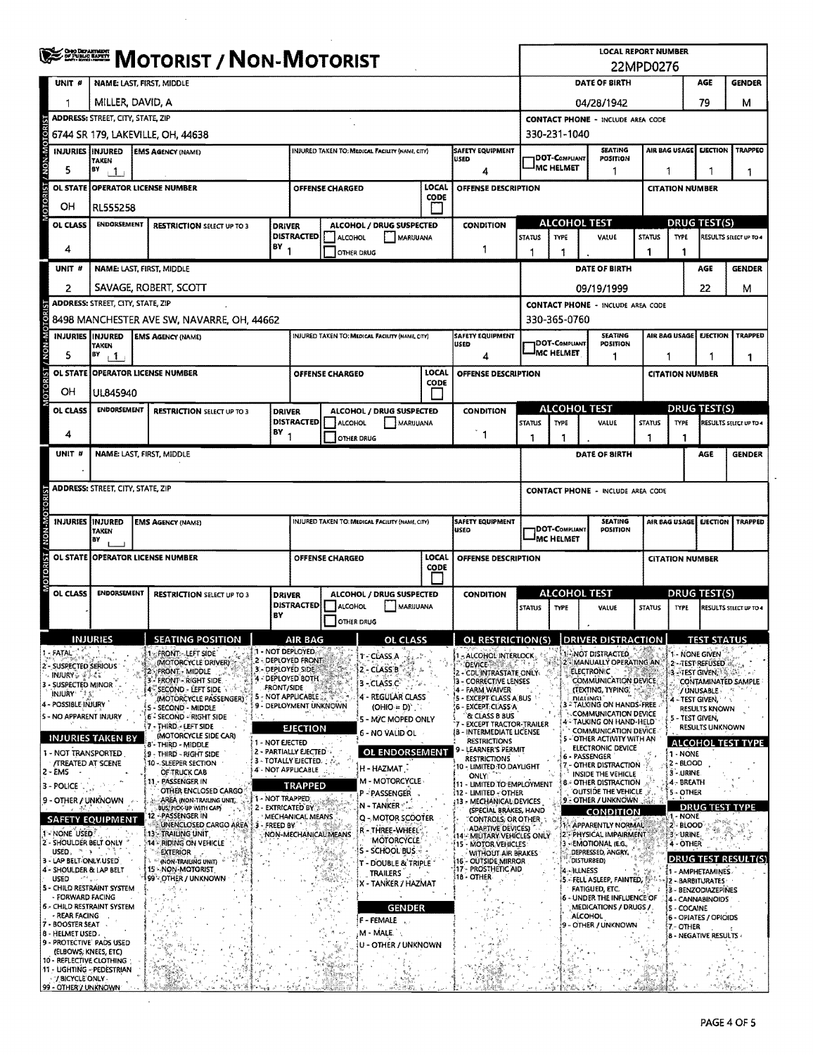# MOTORIST / NON-MOTORIST

**LOCAL REPORT NUMBER:** 22MPD0276

## Unit 1

| UNIT # | NAME: LAST, FIRST, MIDDLE | DATE OF BIRTH | AGE | GENDER |
|---|---|---|---|---|
| 1 | MILLER, DAVID, A | 04/28/1942 | 79 | M |

| ADDRESS: STREET, CITY, STATE, ZIP | CONTACT PHONE - INCLUDE AREA CODE |
|---|---|
| 6744 SR 179, LAKEVILLE, OH, 44638 | 330-231-1040 |

| INJURIES | INJURED TAKEN BY | EMS AGENCY (NAME) | INJURED TAKEN TO: MEDICAL FACILITY (NAME, CITY) | SAFETY EQUIPMENT USED | DOT-COMPLIANT MC HELMET | SEATING POSITION | AIR BAG USAGE | EJECTION | TRAPPED |
|---|---|---|---|---|---|---|---|---|---|
| 5 | 1 | | | 4 | | 1 | 1 | 1 | 1 |

| OL STATE | OPERATOR LICENSE NUMBER | OFFENSE CHARGED | LOCAL CODE | OFFENSE DESCRIPTION | CITATION NUMBER |
|---|---|---|---|---|---|
| OH | RL555258 | | | | |

| OL CLASS | ENDORSEMENT | RESTRICTION SELECT UP TO 3 | DRIVER DISTRACTED BY | ALCOHOL / DRUG SUSPECTED | CONDITION | ALCOHOL TEST STATUS | TYPE | VALUE | DRUG TEST(S) STATUS | TYPE | RESULTS SELECT UP TO 4 |
|---|---|---|---|---|---|---|---|---|---|---|---|
| 4 | | | 1 | | 1 | 1 | 1 | . | 1 | 1 | |

## Unit 2

| UNIT # | NAME: LAST, FIRST, MIDDLE | DATE OF BIRTH | AGE | GENDER |
|---|---|---|---|---|
| 2 | SAVAGE, ROBERT, SCOTT | 09/19/1999 | 22 | M |

| ADDRESS: STREET, CITY, STATE, ZIP | CONTACT PHONE - INCLUDE AREA CODE |
|---|---|
| 8498 MANCHESTER AVE SW, NAVARRE, OH, 44662 | 330-365-0760 |

| INJURIES | INJURED TAKEN BY | EMS AGENCY (NAME) | INJURED TAKEN TO: MEDICAL FACILITY (NAME, CITY) | SAFETY EQUIPMENT USED | DOT-COMPLIANT MC HELMET | SEATING POSITION | AIR BAG USAGE | EJECTION | TRAPPED |
|---|---|---|---|---|---|---|---|---|---|
| 5 | 1 | | | 4 | | 1 | 1 | 1 | 1 |

| OL STATE | OPERATOR LICENSE NUMBER | OFFENSE CHARGED | LOCAL CODE | OFFENSE DESCRIPTION | CITATION NUMBER |
|---|---|---|---|---|---|
| OH | UL845940 | | | | |

| OL CLASS | ENDORSEMENT | RESTRICTION SELECT UP TO 3 | DRIVER DISTRACTED BY | ALCOHOL / DRUG SUSPECTED | CONDITION | ALCOHOL TEST STATUS | TYPE | VALUE | DRUG TEST(S) STATUS | TYPE | RESULTS SELECT UP TO 4 |
|---|---|---|---|---|---|---|---|---|---|---|---|
| 4 | | | 1 | | 1 | 1 | 1 | . | 1 | 1 | |

## Unit (blank)

| UNIT # | NAME: LAST, FIRST, MIDDLE | DATE OF BIRTH | AGE | GENDER |
|---|---|---|---|---|
| | | | | |

## Codes

**INJURIES:** 1 - FATAL; 2 - SUSPECTED SERIOUS INJURY; 3 - SUSPECTED MINOR INJURY; 4 - POSSIBLE INJURY; 5 - NO APPARENT INJURY

**INJURIES TAKEN BY:** 1 - NOT TRANSPORTED /TREATED AT SCENE; 2 - EMS; 3 - POLICE; 9 - OTHER / UNKNOWN

**SAFETY EQUIPMENT:** 1 - NONE USED; 2 - SHOULDER BELT ONLY USED; 3 - LAP BELT ONLY USED; 4 - SHOULDER & LAP BELT USED; 5 - CHILD RESTRAINT SYSTEM - FORWARD FACING; 6 - CHILD RESTRAINT SYSTEM - REAR FACING; 7 - BOOSTER SEAT; 8 - HELMET USED; 9 - PROTECTIVE PADS USED (ELBOWS, KNEES, ETC); 10 - REFLECTIVE CLOTHING; 11 - LIGHTING - PEDESTRIAN / BICYCLE ONLY; 99 - OTHER / UNKNOWN

**SEATING POSITION:** 1 - FRONT - LEFT SIDE (MOTORCYCLE DRIVER); 2 - FRONT - MIDDLE; 3 - FRONT - RIGHT SIDE; 4 - SECOND - LEFT SIDE (MOTORCYCLE PASSENGER); 5 - SECOND - MIDDLE; 6 - SECOND - RIGHT SIDE; 7 - THIRD - LEFT SIDE (MOTORCYCLE SIDE CAR); 8 - THIRD - MIDDLE; 9 - THIRD - RIGHT SIDE; 10 - SLEEPER SECTION OF TRUCK CAB; 11 - PASSENGER IN OTHER ENCLOSED CARGO AREA (NON-TRAILING UNIT, BUS, PICK-UP WITH CAP); 12 - PASSENGER IN UNENCLOSED CARGO AREA; 13 - TRAILING UNIT; 14 - RIDING ON VEHICLE EXTERIOR (NON-TRAILING UNIT); 15 - NON-MOTORIST; 99 - OTHER / UNKNOWN

**AIR BAG:** 1 - NOT DEPLOYED; 2 - DEPLOYED FRONT; 3 - DEPLOYED SIDE; 4 - DEPLOYED BOTH FRONT/SIDE; 5 - NOT APPLICABLE; 9 - DEPLOYMENT UNKNOWN

**EJECTION:** 1 - NOT EJECTED; 2 - PARTIALLY EJECTED; 3 - TOTALLY EJECTED; 4 - NOT APPLICABLE

**TRAPPED:** 1 - NOT TRAPPED; 2 - EXTRICATED BY MECHANICAL MEANS; 3 - FREED BY NON-MECHANICAL MEANS

**OL CLASS:** 1 - CLASS A; 2 - CLASS B; 3 - CLASS C; 4 - REGULAR CLASS (OHIO = D); 5 - M/C MOPED ONLY; 6 - NO VALID OL

**OL ENDORSEMENT:** H - HAZMAT; M - MOTORCYCLE; P - PASSENGER; N - TANKER; Q - MOTOR SCOOTER; R - THREE-WHEEL MOTORCYCLE; S - SCHOOL BUS; T - DOUBLE & TRIPLE TRAILERS; X - TANKER / HAZMAT

**GENDER:** F - FEMALE; M - MALE; U - OTHER / UNKNOWN

**OL RESTRICTION(S):** 1 - ALCOHOL INTERLOCK DEVICE; 2 - CDL INTRASTATE ONLY; 3 - CORRECTIVE LENSES; 4 - FARM WAIVER; 5 - EXCEPT CLASS A BUS; 6 - EXCEPT CLASS A & CLASS B BUS; 7 - EXCEPT TRACTOR-TRAILER; 8 - INTERMEDIATE LICENSE RESTRICTIONS; 9 - LEARNER'S PERMIT RESTRICTIONS; 10 - LIMITED TO DAYLIGHT ONLY; 11 - LIMITED TO EMPLOYMENT; 12 - LIMITED - OTHER; 13 - MECHANICAL DEVICES (SPECIAL BRAKES, HAND CONTROLS, OR OTHER ADAPTIVE DEVICES); 14 - MILITARY VEHICLES ONLY; 15 - MOTOR VEHICLES WITHOUT AIR BRAKES; 16 - OUTSIDE MIRROR; 17 - PROSTHETIC AID; 18 - OTHER

**DRIVER DISTRACTION:** 1 - NOT DISTRACTED; 2 - MANUALLY OPERATING AN ELECTRONIC COMMUNICATION DEVICE (TEXTING, TYPING, DIALING); 3 - TALKING ON HANDS-FREE COMMUNICATION DEVICE; 4 - TALKING ON HAND-HELD COMMUNICATION DEVICE; 5 - OTHER ACTIVITY WITH AN ELECTRONIC DEVICE; 6 - PASSENGER; 7 - OTHER DISTRACTION INSIDE THE VEHICLE; 8 - OTHER DISTRACTION OUTSIDE THE VEHICLE; 9 - OTHER / UNKNOWN

**CONDITION:** 1 - APPARENTLY NORMAL; 2 - PHYSICAL IMPAIRMENT; 3 - EMOTIONAL (E.G., DEPRESSED, ANGRY, DISTURBED); 4 - ILLNESS; 5 - FELL ASLEEP, FAINTED, FATIGUED, ETC.; 6 - UNDER THE INFLUENCE OF MEDICATIONS / DRUGS / ALCOHOL; 9 - OTHER / UNKNOWN

**TEST STATUS:** 1 - NONE GIVEN; 2 - TEST REFUSED; 3 - TEST GIVEN, CONTAMINATED SAMPLE / UNUSABLE; 4 - TEST GIVEN, RESULTS KNOWN; 5 - TEST GIVEN, RESULTS UNKNOWN

**ALCOHOL TEST TYPE:** 1 - NONE; 2 - BLOOD; 3 - URINE; 4 - BREATH; 5 - OTHER

**DRUG TEST TYPE:** 1 - NONE; 2 - BLOOD; 3 - URINE; 4 - OTHER

**DRUG TEST RESULT(S):** 1 - AMPHETAMINES; 2 - BARBITURATES; 3 - BENZODIAZEPINES; 4 - CANNABINOIDS; 5 - COCAINE; 6 - OPIATES / OPIOIDS; 7 - OTHER; 8 - NEGATIVE RESULTS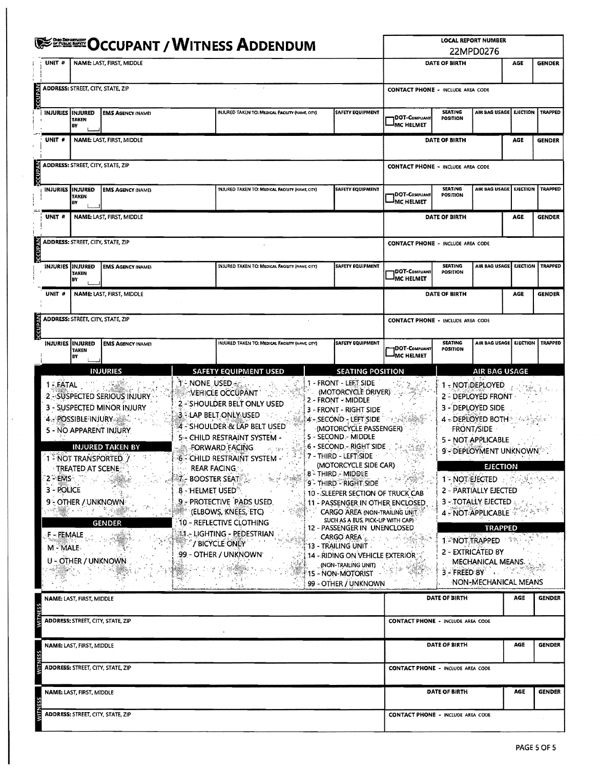# OCCUPANT / WITNESS ADDENDUM

**LOCAL REPORT NUMBER**
22MPD0276

## OCCUPANT

| UNIT # | NAME: LAST, FIRST, MIDDLE | | | | DATE OF BIRTH | AGE | GENDER |
|---|---|---|---|---|---|---|---|
| | | | | | | | |

| ADDRESS: STREET, CITY, STATE, ZIP | CONTACT PHONE - INCLUDE AREA CODE |
|---|---|
| | |

| INJURIES | INJURED TAKEN BY | EMS AGENCY (NAME) | INJURED TAKEN TO: MEDICAL FACILITY (NAME, CITY) | SAFETY EQUIPMENT | DOT-COMPLIANT MC HELMET | SEATING POSITION | AIR BAG USAGE | EJECTION | TRAPPED |
|---|---|---|---|---|---|---|---|---|---|
| | | | | | | | | | |

## OCCUPANT

| UNIT # | NAME: LAST, FIRST, MIDDLE | | | | DATE OF BIRTH | AGE | GENDER |
|---|---|---|---|---|---|---|---|
| | | | | | | | |

| ADDRESS: STREET, CITY, STATE, ZIP | CONTACT PHONE - INCLUDE AREA CODE |
|---|---|
| | |

| INJURIES | INJURED TAKEN BY | EMS AGENCY (NAME) | INJURED TAKEN TO: MEDICAL FACILITY (NAME, CITY) | SAFETY EQUIPMENT | DOT-COMPLIANT MC HELMET | SEATING POSITION | AIR BAG USAGE | EJECTION | TRAPPED |
|---|---|---|---|---|---|---|---|---|---|
| | | | | | | | | | |

## OCCUPANT

| UNIT # | NAME: LAST, FIRST, MIDDLE | | | | DATE OF BIRTH | AGE | GENDER |
|---|---|---|---|---|---|---|---|
| | | | | | | | |

| ADDRESS: STREET, CITY, STATE, ZIP | CONTACT PHONE - INCLUDE AREA CODE |
|---|---|
| | |

| INJURIES | INJURED TAKEN BY | EMS AGENCY (NAME) | INJURED TAKEN TO: MEDICAL FACILITY (NAME, CITY) | SAFETY EQUIPMENT | DOT-COMPLIANT MC HELMET | SEATING POSITION | AIR BAG USAGE | EJECTION | TRAPPED |
|---|---|---|---|---|---|---|---|---|---|
| | | | | | | | | | |

## OCCUPANT

| UNIT # | NAME: LAST, FIRST, MIDDLE | | | | DATE OF BIRTH | AGE | GENDER |
|---|---|---|---|---|---|---|---|
| | | | | | | | |

| ADDRESS: STREET, CITY, STATE, ZIP | CONTACT PHONE - INCLUDE AREA CODE |
|---|---|
| | |

| INJURIES | INJURED TAKEN BY | EMS AGENCY (NAME) | INJURED TAKEN TO: MEDICAL FACILITY (NAME, CITY) | SAFETY EQUIPMENT | DOT-COMPLIANT MC HELMET | SEATING POSITION | AIR BAG USAGE | EJECTION | TRAPPED |
|---|---|---|---|---|---|---|---|---|---|
| | | | | | | | | | |

### INJURIES
1 - FATAL
2 - SUSPECTED SERIOUS INJURY
3 - SUSPECTED MINOR INJURY
4 - POSSIBLE INJURY
5 - NO APPARENT INJURY

### INJURED TAKEN BY
1 - NOT TRANSPORTED / TREATED AT SCENE
2 - EMS
3 - POLICE
9 - OTHER / UNKNOWN

### GENDER
F - FEMALE
M - MALE
U - OTHER / UNKNOWN

### SAFETY EQUIPMENT USED
1 - NONE USED - VEHICLE OCCUPANT
2 - SHOULDER BELT ONLY USED
3 - LAP BELT ONLY USED
4 - SHOULDER & LAP BELT USED
5 - CHILD RESTRAINT SYSTEM - FORWARD FACING
6 - CHILD RESTRAINT SYSTEM - REAR FACING
7 - BOOSTER SEAT
8 - HELMET USED
9 - PROTECTIVE PADS USED (ELBOWS, KNEES, ETC)
10 - REFLECTIVE CLOTHING
11 - LIGHTING - PEDESTRIAN / BICYCLE ONLY
99 - OTHER / UNKNOWN

### SEATING POSITION
1 - FRONT - LEFT SIDE (MOTORCYCLE DRIVER)
2 - FRONT - MIDDLE
3 - FRONT - RIGHT SIDE
4 - SECOND - LEFT SIDE (MOTORCYCLE PASSENGER)
5 - SECOND - MIDDLE
6 - SECOND - RIGHT SIDE
7 - THIRD - LEFT SIDE (MOTORCYCLE SIDE CAR)
8 - THIRD - MIDDLE
9 - THIRD - RIGHT SIDE
10 - SLEEPER SECTION OF TRUCK CAB
11 - PASSENGER IN OTHER ENCLOSED CARGO AREA (NON-TRAILING UNIT SUCH AS A BUS, PICK-UP WITH CAP)
12 - PASSENGER IN UNENCLOSED CARGO AREA
13 - TRAILING UNIT
14 - RIDING ON VEHICLE EXTERIOR (NON-TRAILING UNIT)
15 - NON-MOTORIST
99 - OTHER / UNKNOWN

### AIR BAG USAGE
1 - NOT DEPLOYED
2 - DEPLOYED FRONT
3 - DEPLOYED SIDE
4 - DEPLOYED BOTH FRONT/SIDE
5 - NOT APPLICABLE
9 - DEPLOYMENT UNKNOWN

### EJECTION
1 - NOT EJECTED
2 - PARTIALLY EJECTED
3 - TOTALLY EJECTED
4 - NOT APPLICABLE

### TRAPPED
1 - NOT TRAPPED
2 - EXTRICATED BY MECHANICAL MEANS
3 - FREED BY NON-MECHANICAL MEANS

## WITNESS

| NAME: LAST, FIRST, MIDDLE | DATE OF BIRTH | AGE | GENDER |
|---|---|---|---|
| | | | |

| ADDRESS: STREET, CITY, STATE, ZIP | CONTACT PHONE - INCLUDE AREA CODE |
|---|---|
| | |

## WITNESS

| NAME: LAST, FIRST, MIDDLE | DATE OF BIRTH | AGE | GENDER |
|---|---|---|---|
| | | | |

| ADDRESS: STREET, CITY, STATE, ZIP | CONTACT PHONE - INCLUDE AREA CODE |
|---|---|
| | |

## WITNESS

| NAME: LAST, FIRST, MIDDLE | DATE OF BIRTH | AGE | GENDER |
|---|---|---|---|
| | | | |

| ADDRESS: STREET, CITY, STATE, ZIP | CONTACT PHONE - INCLUDE AREA CODE |
|---|---|
| | |